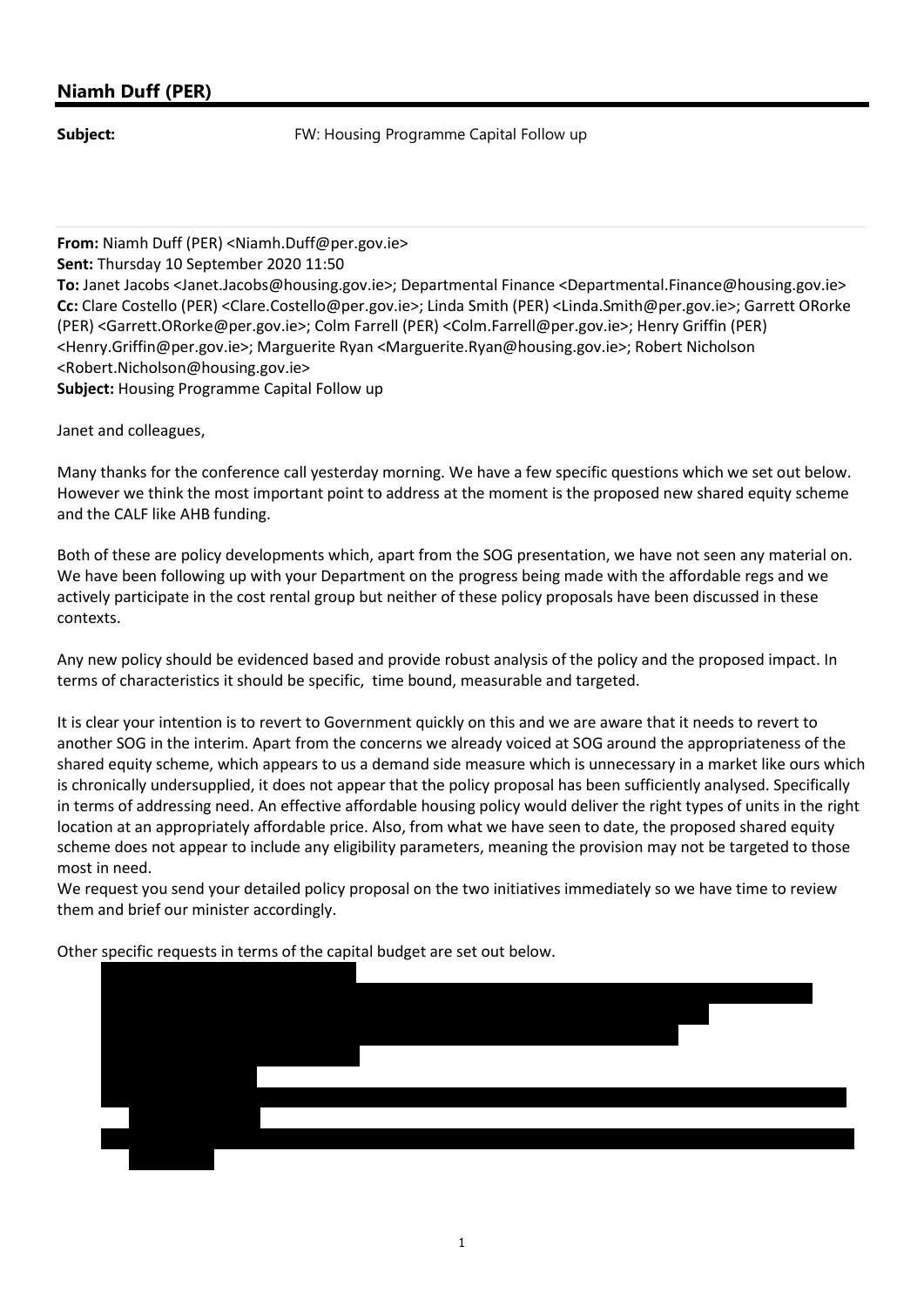## Niamh Duff (PER)

**Subject:** FW: Housing Programme Capital Follow up

**From:** Niamh Duff (PER) <Niamh.Duff@per.gov.ie>
**Sent:** Thursday 10 September 2020 11:50
**To:** Janet Jacobs <Janet.Jacobs@housing.gov.ie>; Departmental Finance <Departmental.Finance@housing.gov.ie>
**Cc:** Clare Costello (PER) <Clare.Costello@per.gov.ie>; Linda Smith (PER) <Linda.Smith@per.gov.ie>; Garrett ORorke (PER) <Garrett.ORorke@per.gov.ie>; Colm Farrell (PER) <Colm.Farrell@per.gov.ie>; Henry Griffin (PER) <Henry.Griffin@per.gov.ie>; Marguerite Ryan <Marguerite.Ryan@housing.gov.ie>; Robert Nicholson <Robert.Nicholson@housing.gov.ie>
**Subject:** Housing Programme Capital Follow up

Janet and colleagues,

Many thanks for the conference call yesterday morning. We have a few specific questions which we set out below. However we think the most important point to address at the moment is the proposed new shared equity scheme and the CALF like AHB funding.

Both of these are policy developments which, apart from the SOG presentation, we have not seen any material on. We have been following up with your Department on the progress being made with the affordable regs and we actively participate in the cost rental group but neither of these policy proposals have been discussed in these contexts.

Any new policy should be evidenced based and provide robust analysis of the policy and the proposed impact. In terms of characteristics it should be specific, time bound, measurable and targeted.

It is clear your intention is to revert to Government quickly on this and we are aware that it needs to revert to another SOG in the interim. Apart from the concerns we already voiced at SOG around the appropriateness of the shared equity scheme, which appears to us a demand side measure which is unnecessary in a market like ours which is chronically undersupplied, it does not appear that the policy proposal has been sufficiently analysed. Specifically in terms of addressing need. An effective affordable housing policy would deliver the right types of units in the right location at an appropriately affordable price. Also, from what we have seen to date, the proposed shared equity scheme does not appear to include any eligibility parameters, meaning the provision may not be targeted to those most in need.

We request you send your detailed policy proposal on the two initiatives immediately so we have time to review them and brief our minister accordingly.

Other specific requests in terms of the capital budget are set out below.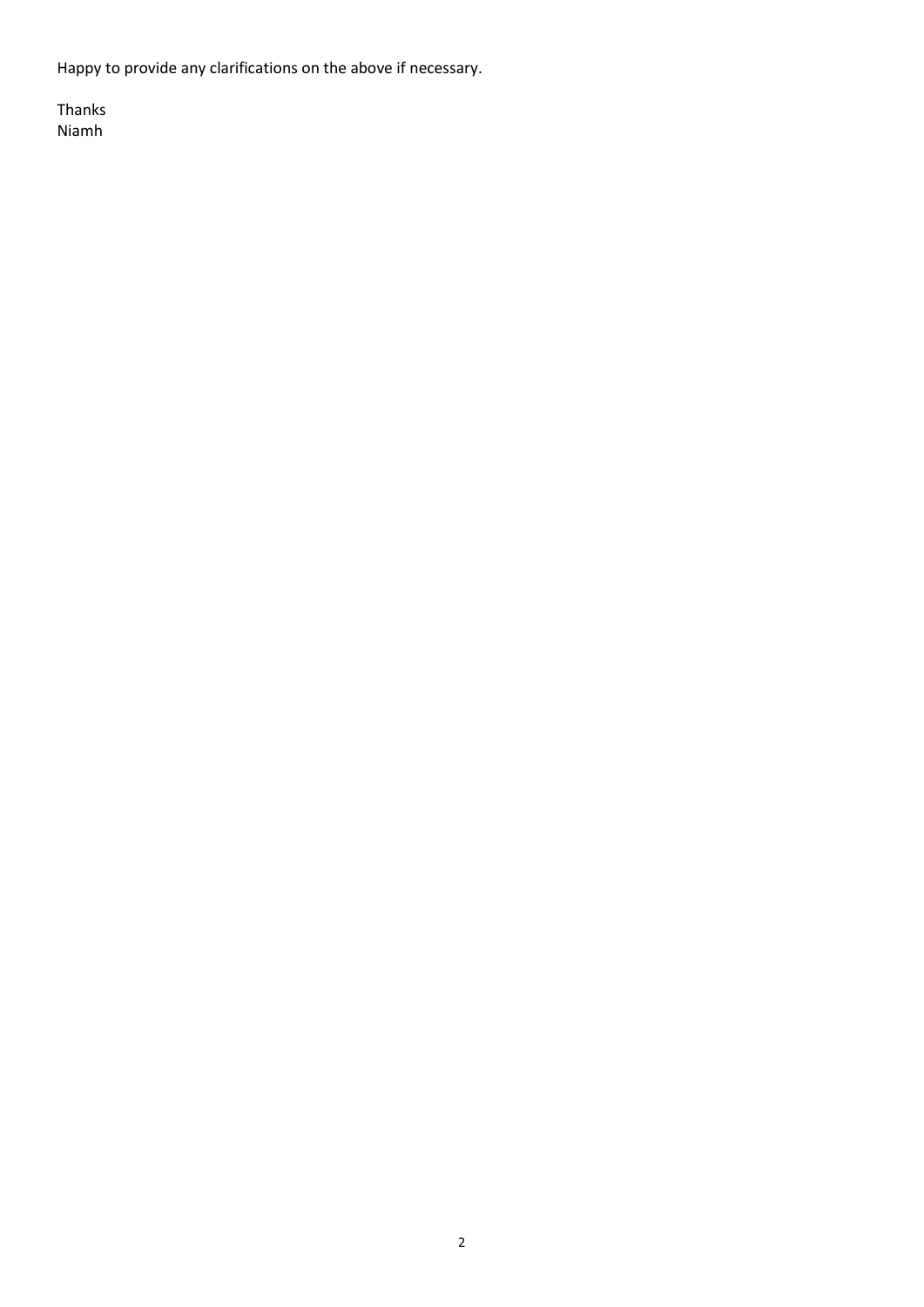Happy to provide any clarifications on the above if necessary.

Thanks
Niamh